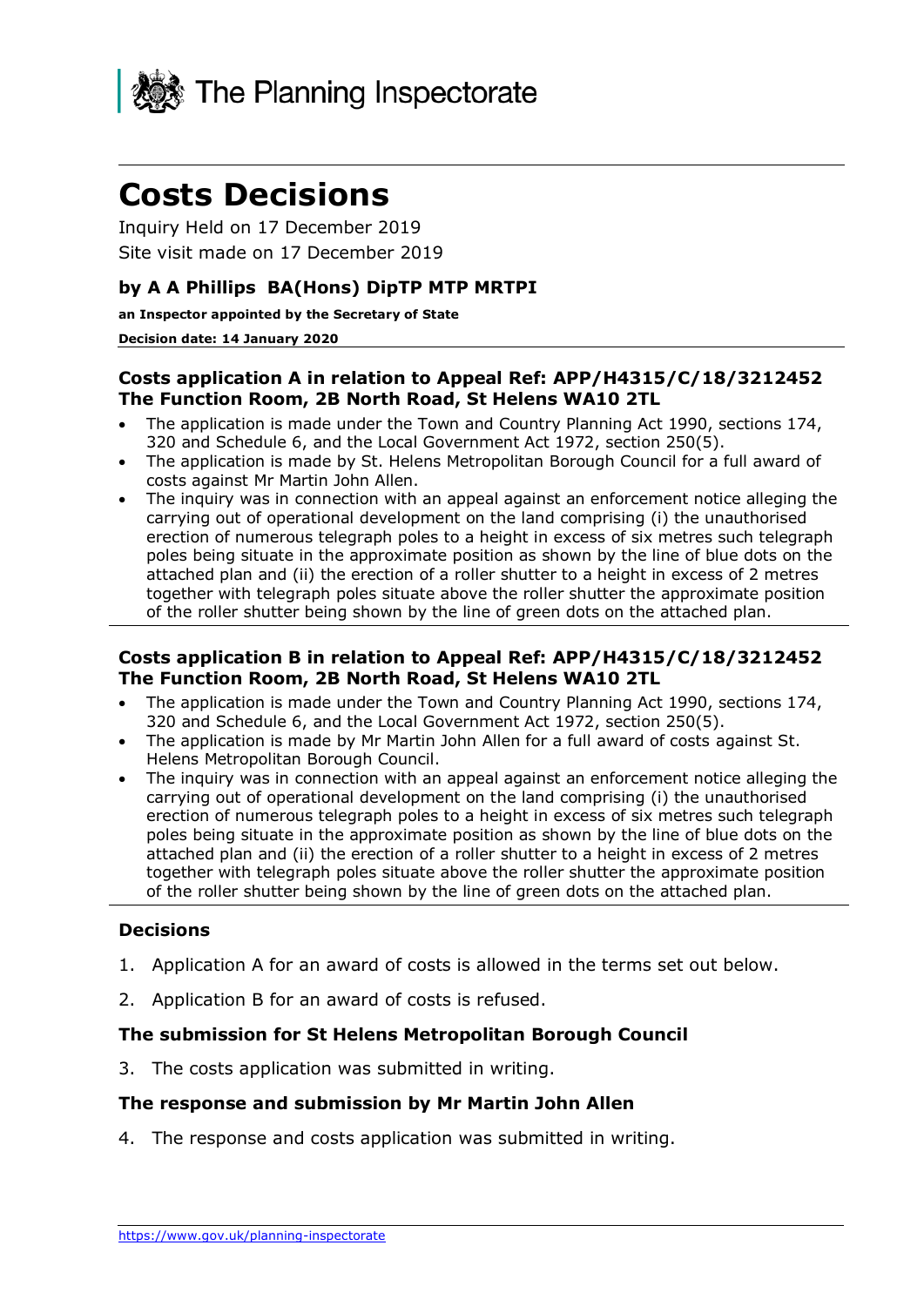The Planning Inspectorate

# Costs Decisions

Inquiry Held on 17 December 2019

Site visit made on 17 December 2019

### by A A Phillips BA(Hons) DipTP MTP MRTPI

**an Inspector appointed by the Secretary of State**

**Decision date: 14 January 2020**

### Costs application A in relation to Appeal Ref: APP/H4315/C/18/3212452 The Function Room, 2B North Road, St Helens WA10 2TL

- The application is made under the Town and Country Planning Act 1990, sections 174, 320 and Schedule 6, and the Local Government Act 1972, section 250(5).
- The application is made by St. Helens Metropolitan Borough Council for a full award of costs against Mr Martin John Allen.
- The inquiry was in connection with an appeal against an enforcement notice alleging the carrying out of operational development on the land comprising (i) the unauthorised erection of numerous telegraph poles to a height in excess of six metres such telegraph poles being situate in the approximate position as shown by the line of blue dots on the attached plan and (ii) the erection of a roller shutter to a height in excess of 2 metres together with telegraph poles situate above the roller shutter the approximate position of the roller shutter being shown by the line of green dots on the attached plan.

### Costs application B in relation to Appeal Ref: APP/H4315/C/18/3212452 The Function Room, 2B North Road, St Helens WA10 2TL

- The application is made under the Town and Country Planning Act 1990, sections 174, 320 and Schedule 6, and the Local Government Act 1972, section 250(5).
- The application is made by Mr Martin John Allen for a full award of costs against St. Helens Metropolitan Borough Council.
- The inquiry was in connection with an appeal against an enforcement notice alleging the carrying out of operational development on the land comprising (i) the unauthorised erection of numerous telegraph poles to a height in excess of six metres such telegraph poles being situate in the approximate position as shown by the line of blue dots on the attached plan and (ii) the erection of a roller shutter to a height in excess of 2 metres together with telegraph poles situate above the roller shutter the approximate position of the roller shutter being shown by the line of green dots on the attached plan.

### Decisions

1. Application A for an award of costs is allowed in the terms set out below.
2. Application B for an award of costs is refused.

### The submission for St Helens Metropolitan Borough Council

3. The costs application was submitted in writing.

### The response and submission by Mr Martin John Allen

4. The response and costs application was submitted in writing.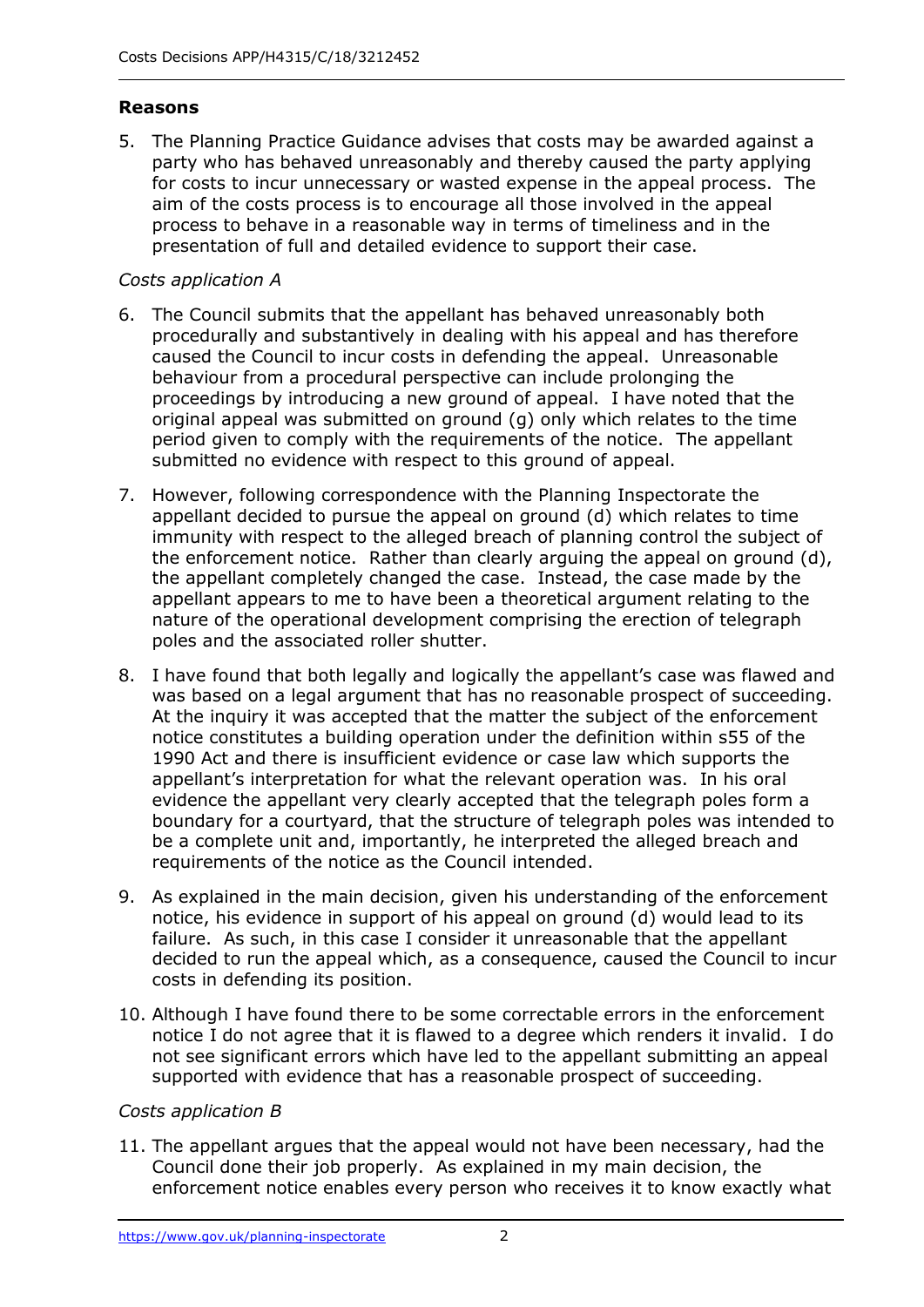## Reasons

5. The Planning Practice Guidance advises that costs may be awarded against a party who has behaved unreasonably and thereby caused the party applying for costs to incur unnecessary or wasted expense in the appeal process. The aim of the costs process is to encourage all those involved in the appeal process to behave in a reasonable way in terms of timeliness and in the presentation of full and detailed evidence to support their case.

*Costs application A*

6. The Council submits that the appellant has behaved unreasonably both procedurally and substantively in dealing with his appeal and has therefore caused the Council to incur costs in defending the appeal. Unreasonable behaviour from a procedural perspective can include prolonging the proceedings by introducing a new ground of appeal. I have noted that the original appeal was submitted on ground (g) only which relates to the time period given to comply with the requirements of the notice. The appellant submitted no evidence with respect to this ground of appeal.

7. However, following correspondence with the Planning Inspectorate the appellant decided to pursue the appeal on ground (d) which relates to time immunity with respect to the alleged breach of planning control the subject of the enforcement notice. Rather than clearly arguing the appeal on ground (d), the appellant completely changed the case. Instead, the case made by the appellant appears to me to have been a theoretical argument relating to the nature of the operational development comprising the erection of telegraph poles and the associated roller shutter.

8. I have found that both legally and logically the appellant's case was flawed and was based on a legal argument that has no reasonable prospect of succeeding. At the inquiry it was accepted that the matter the subject of the enforcement notice constitutes a building operation under the definition within s55 of the 1990 Act and there is insufficient evidence or case law which supports the appellant's interpretation for what the relevant operation was. In his oral evidence the appellant very clearly accepted that the telegraph poles form a boundary for a courtyard, that the structure of telegraph poles was intended to be a complete unit and, importantly, he interpreted the alleged breach and requirements of the notice as the Council intended.

9. As explained in the main decision, given his understanding of the enforcement notice, his evidence in support of his appeal on ground (d) would lead to its failure. As such, in this case I consider it unreasonable that the appellant decided to run the appeal which, as a consequence, caused the Council to incur costs in defending its position.

10. Although I have found there to be some correctable errors in the enforcement notice I do not agree that it is flawed to a degree which renders it invalid. I do not see significant errors which have led to the appellant submitting an appeal supported with evidence that has a reasonable prospect of succeeding.

*Costs application B*

11. The appellant argues that the appeal would not have been necessary, had the Council done their job properly. As explained in my main decision, the enforcement notice enables every person who receives it to know exactly what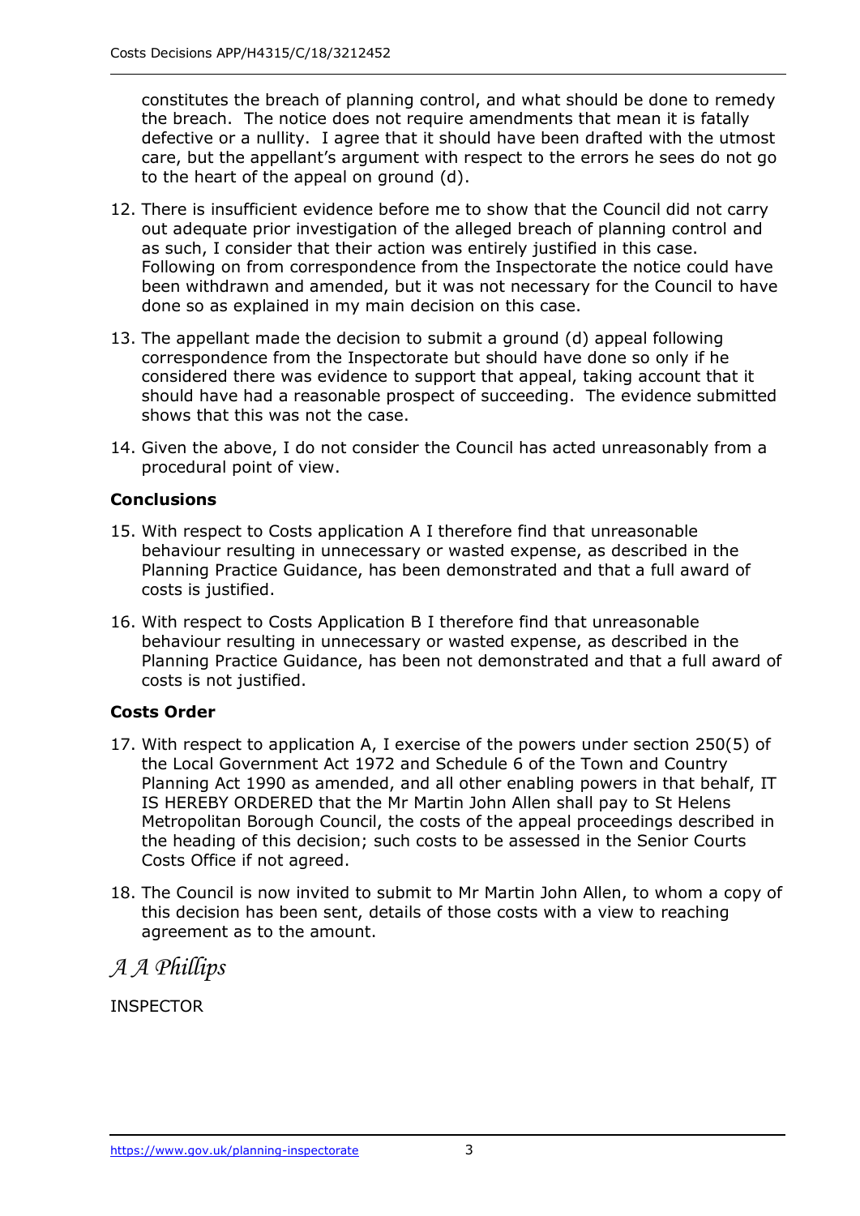constitutes the breach of planning control, and what should be done to remedy the breach. The notice does not require amendments that mean it is fatally defective or a nullity. I agree that it should have been drafted with the utmost care, but the appellant's argument with respect to the errors he sees do not go to the heart of the appeal on ground (d).

12. There is insufficient evidence before me to show that the Council did not carry out adequate prior investigation of the alleged breach of planning control and as such, I consider that their action was entirely justified in this case. Following on from correspondence from the Inspectorate the notice could have been withdrawn and amended, but it was not necessary for the Council to have done so as explained in my main decision on this case.

13. The appellant made the decision to submit a ground (d) appeal following correspondence from the Inspectorate but should have done so only if he considered there was evidence to support that appeal, taking account that it should have had a reasonable prospect of succeeding. The evidence submitted shows that this was not the case.

14. Given the above, I do not consider the Council has acted unreasonably from a procedural point of view.

### Conclusions

15. With respect to Costs application A I therefore find that unreasonable behaviour resulting in unnecessary or wasted expense, as described in the Planning Practice Guidance, has been demonstrated and that a full award of costs is justified.

16. With respect to Costs Application B I therefore find that unreasonable behaviour resulting in unnecessary or wasted expense, as described in the Planning Practice Guidance, has been not demonstrated and that a full award of costs is not justified.

### Costs Order

17. With respect to application A, I exercise of the powers under section 250(5) of the Local Government Act 1972 and Schedule 6 of the Town and Country Planning Act 1990 as amended, and all other enabling powers in that behalf, IT IS HEREBY ORDERED that the Mr Martin John Allen shall pay to St Helens Metropolitan Borough Council, the costs of the appeal proceedings described in the heading of this decision; such costs to be assessed in the Senior Courts Costs Office if not agreed.

18. The Council is now invited to submit to Mr Martin John Allen, to whom a copy of this decision has been sent, details of those costs with a view to reaching agreement as to the amount.

*A A Phillips*

INSPECTOR